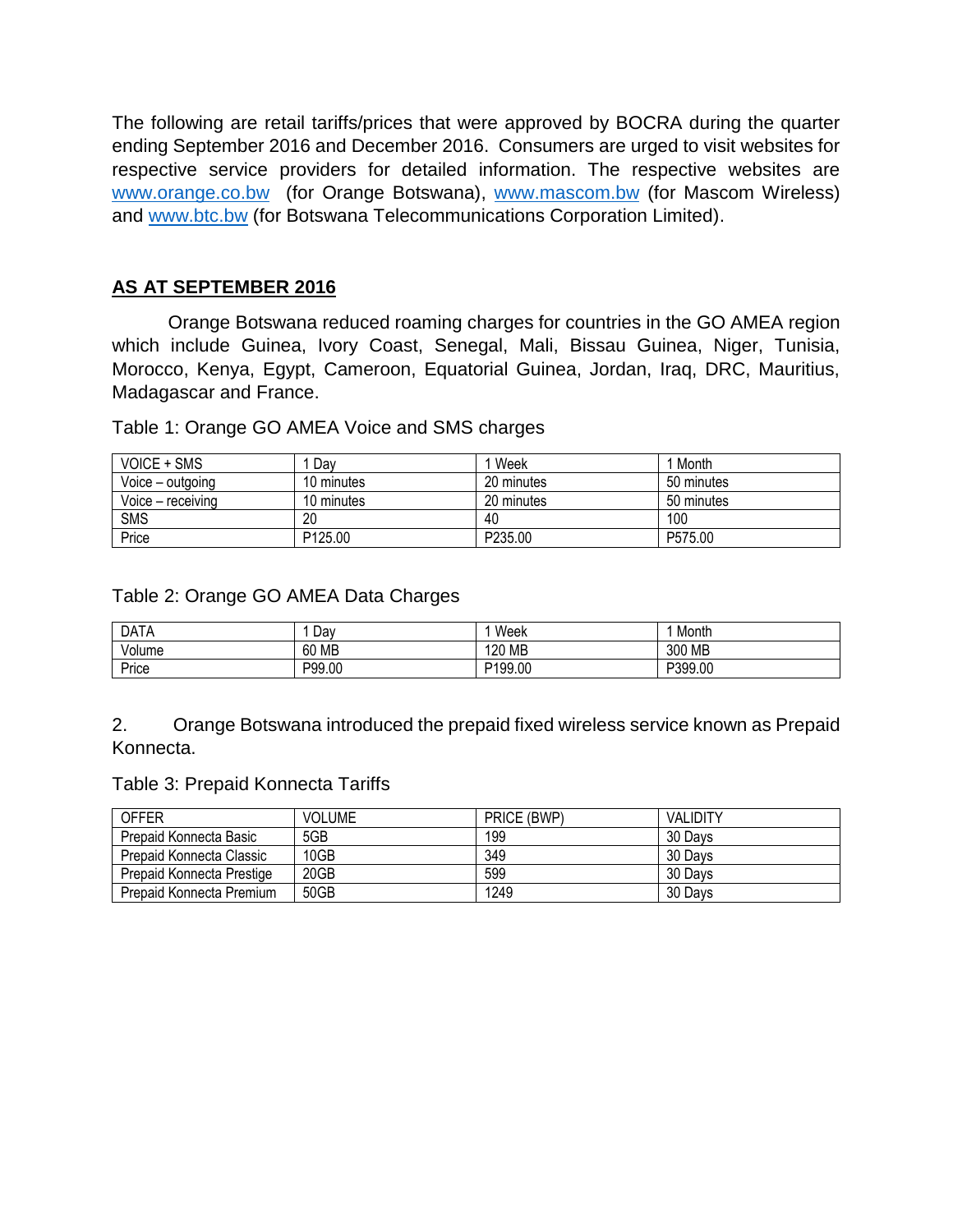The following are retail tariffs/prices that were approved by BOCRA during the quarter ending September 2016 and December 2016. Consumers are urged to visit websites for respective service providers for detailed information. The respective websites are www.orange.co.bw (for Orange Botswana), www.mascom.bw (for Mascom Wireless) and www.btc.bw (for Botswana Telecommunications Corporation Limited).

## AS AT SEPTEMBER 2016

Orange Botswana reduced roaming charges for countries in the GO AMEA region which include Guinea, Ivory Coast, Senegal, Mali, Bissau Guinea, Niger, Tunisia, Morocco, Kenya, Egypt, Cameroon, Equatorial Guinea, Jordan, Iraq, DRC, Mauritius, Madagascar and France.

Table 1: Orange GO AMEA Voice and SMS charges

| VOICE + SMS | 1 Day | 1 Week | 1 Month |
|---|---|---|---|
| Voice – outgoing | 10 minutes | 20 minutes | 50 minutes |
| Voice – receiving | 10 minutes | 20 minutes | 50 minutes |
| SMS | 20 | 40 | 100 |
| Price | P125.00 | P235.00 | P575.00 |

Table 2: Orange GO AMEA Data Charges

| DATA | 1 Day | 1 Week | 1 Month |
|---|---|---|---|
| Volume | 60 MB | 120 MB | 300 MB |
| Price | P99.00 | P199.00 | P399.00 |

2. Orange Botswana introduced the prepaid fixed wireless service known as Prepaid Konnecta.

Table 3: Prepaid Konnecta Tariffs

| OFFER | VOLUME | PRICE (BWP) | VALIDITY |
|---|---|---|---|
| Prepaid Konnecta Basic | 5GB | 199 | 30 Days |
| Prepaid Konnecta Classic | 10GB | 349 | 30 Days |
| Prepaid Konnecta Prestige | 20GB | 599 | 30 Days |
| Prepaid Konnecta Premium | 50GB | 1249 | 30 Days |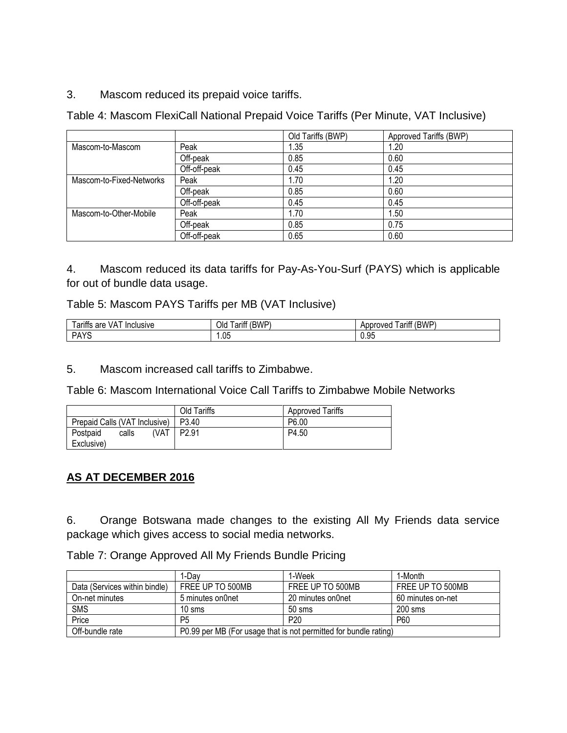3. Mascom reduced its prepaid voice tariffs.

Table 4: Mascom FlexiCall National Prepaid Voice Tariffs (Per Minute, VAT Inclusive)

| | | Old Tariffs (BWP) | Approved Tariffs (BWP) |
|---|---|---|---|
| Mascom-to-Mascom | Peak | 1.35 | 1.20 |
| | Off-peak | 0.85 | 0.60 |
| | Off-off-peak | 0.45 | 0.45 |
| Mascom-to-Fixed-Networks | Peak | 1.70 | 1.20 |
| | Off-peak | 0.85 | 0.60 |
| | Off-off-peak | 0.45 | 0.45 |
| Mascom-to-Other-Mobile | Peak | 1.70 | 1.50 |
| | Off-peak | 0.85 | 0.75 |
| | Off-off-peak | 0.65 | 0.60 |

4. Mascom reduced its data tariffs for Pay-As-You-Surf (PAYS) which is applicable for out of bundle data usage.

Table 5: Mascom PAYS Tariffs per MB (VAT Inclusive)

| Tariffs are VAT Inclusive | Old Tariff (BWP) | Approved Tariff (BWP) |
|---|---|---|
| PAYS | 1.05 | 0.95 |

5. Mascom increased call tariffs to Zimbabwe.

Table 6: Mascom International Voice Call Tariffs to Zimbabwe Mobile Networks

| | Old Tariffs | Approved Tariffs |
|---|---|---|
| Prepaid Calls (VAT Inclusive) | P3.40 | P6.00 |
| Postpaid calls (VAT Exclusive) | P2.91 | P4.50 |

**AS AT DECEMBER 2016**

6. Orange Botswana made changes to the existing All My Friends data service package which gives access to social media networks.

Table 7: Orange Approved All My Friends Bundle Pricing

| | 1-Day | 1-Week | 1-Month |
|---|---|---|---|
| Data (Services within bindle) | FREE UP TO 500MB | FREE UP TO 500MB | FREE UP TO 500MB |
| On-net minutes | 5 minutes on0net | 20 minutes on0net | 60 minutes on-net |
| SMS | 10 sms | 50 sms | 200 sms |
| Price | P5 | P20 | P60 |
| Off-bundle rate | P0.99 per MB (For usage that is not permitted for bundle rating) | | |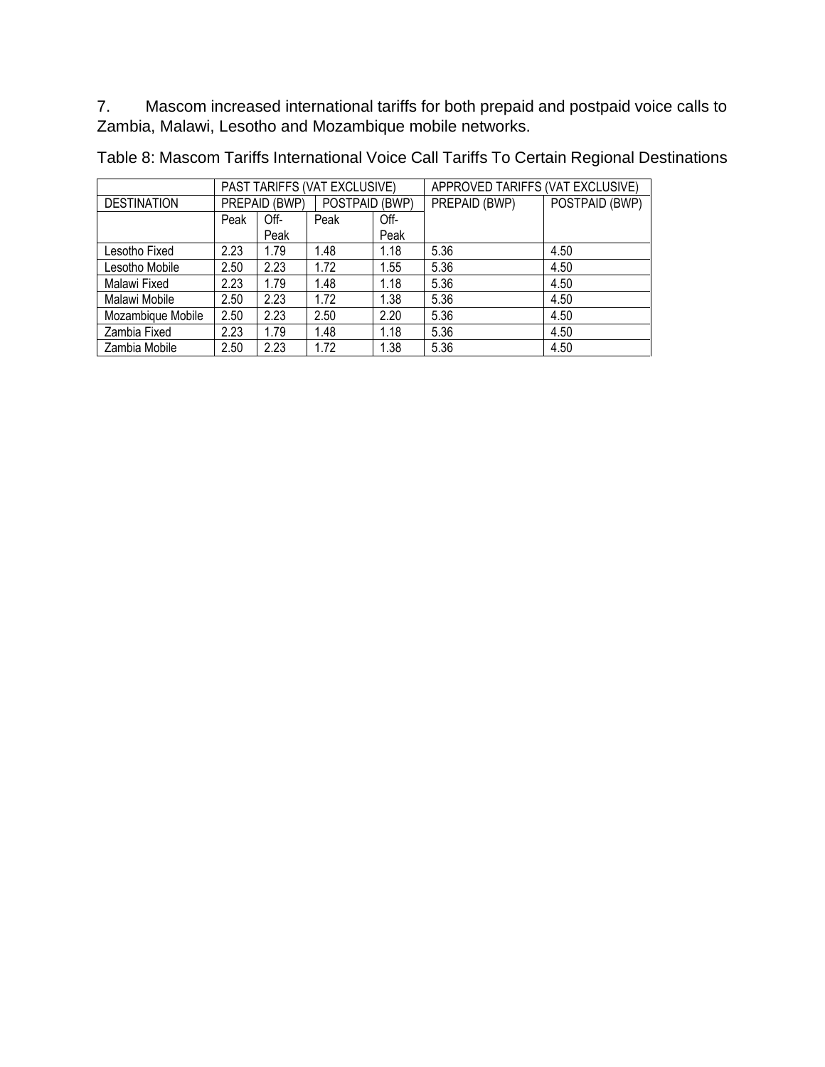7. Mascom increased international tariffs for both prepaid and postpaid voice calls to Zambia, Malawi, Lesotho and Mozambique mobile networks.

Table 8: Mascom Tariffs International Voice Call Tariffs To Certain Regional Destinations

| | PAST TARIFFS (VAT EXCLUSIVE) | | | | APPROVED TARIFFS (VAT EXCLUSIVE) | |
|---|---|---|---|---|---|---|
| DESTINATION | PREPAID (BWP) | | POSTPAID (BWP) | | PREPAID (BWP) | POSTPAID (BWP) |
| | Peak | Off-Peak | Peak | Off-Peak | | |
| Lesotho Fixed | 2.23 | 1.79 | 1.48 | 1.18 | 5.36 | 4.50 |
| Lesotho Mobile | 2.50 | 2.23 | 1.72 | 1.55 | 5.36 | 4.50 |
| Malawi Fixed | 2.23 | 1.79 | 1.48 | 1.18 | 5.36 | 4.50 |
| Malawi Mobile | 2.50 | 2.23 | 1.72 | 1.38 | 5.36 | 4.50 |
| Mozambique Mobile | 2.50 | 2.23 | 2.50 | 2.20 | 5.36 | 4.50 |
| Zambia Fixed | 2.23 | 1.79 | 1.48 | 1.18 | 5.36 | 4.50 |
| Zambia Mobile | 2.50 | 2.23 | 1.72 | 1.38 | 5.36 | 4.50 |